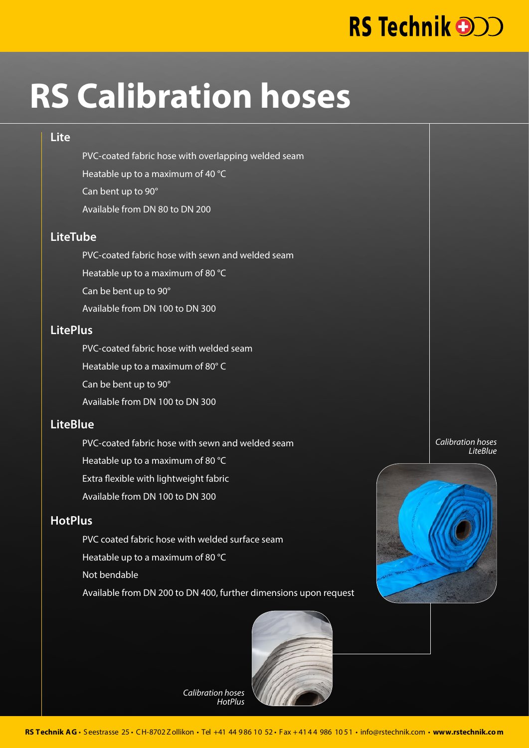RS Technik

# RS Calibration hoses

## Lite

- PVC-coated fabric hose with overlapping welded seam
- Heatable up to a maximum of 40 °C
- Can bent up to 90°
- Available from DN 80 to DN 200

## LiteTube

- PVC-coated fabric hose with sewn and welded seam
- Heatable up to a maximum of 80 °C
- Can be bent up to 90°
- Available from DN 100 to DN 300

## LitePlus

- PVC-coated fabric hose with welded seam
- Heatable up to a maximum of 80° C
- Can be bent up to 90°
- Available from DN 100 to DN 300

## LiteBlue

- PVC-coated fabric hose with sewn and welded seam
- Heatable up to a maximum of 80 °C
- Extra flexible with lightweight fabric
- Available from DN 100 to DN 300

## HotPlus

- PVC coated fabric hose with welded surface seam
- Heatable up to a maximum of 80 °C
- Not bendable
- Available from DN 200 to DN 400, further dimensions upon request

*Calibration hoses LiteBlue*

*Calibration hoses HotPlus*

**RS Technik AG** • Seestrasse 25 • CH-8702 Zollikon • Tel +41 44 986 10 52 • Fax +41 44 986 10 51 • info@rstechnik.com • **www.rstechnik.com**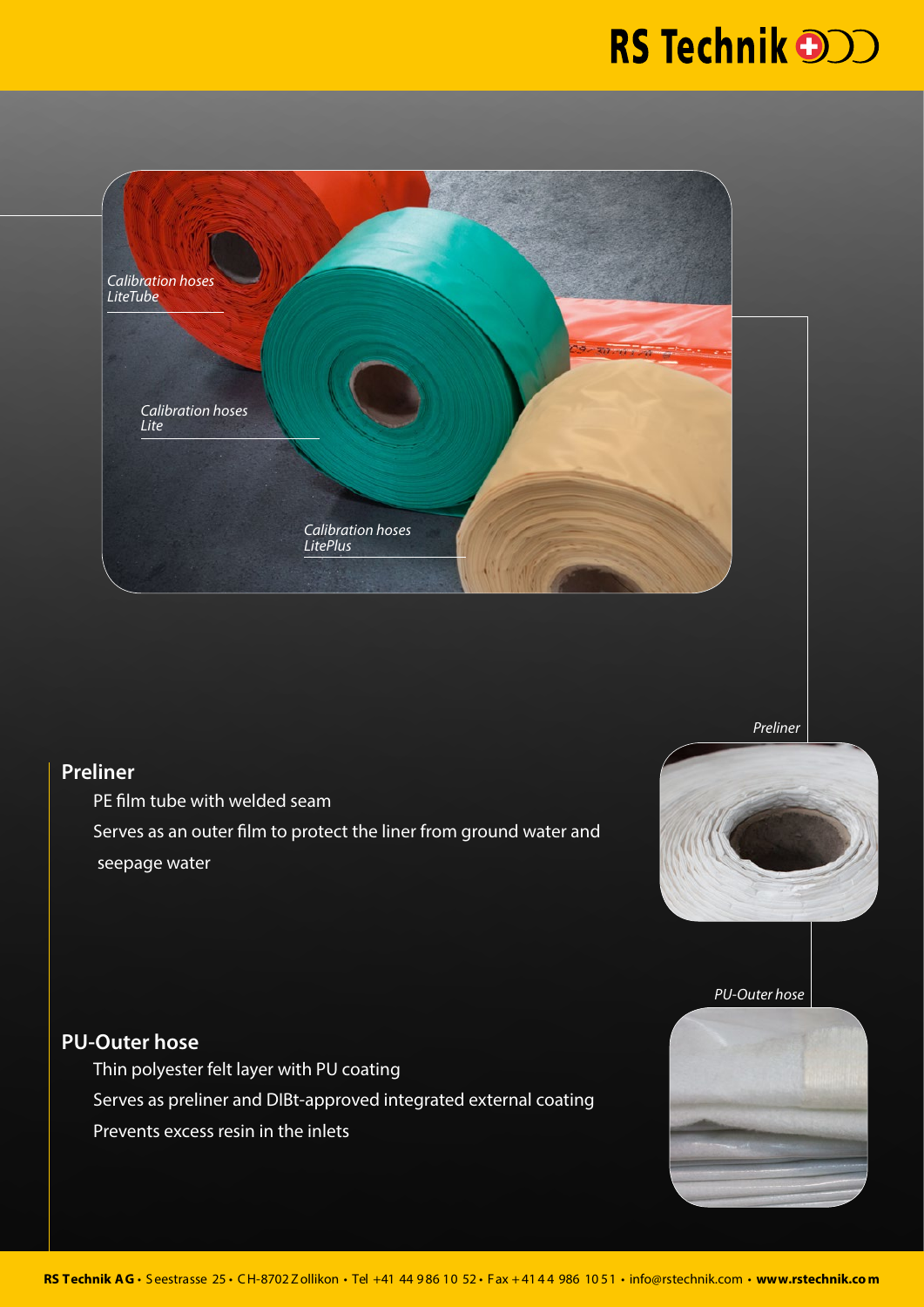*Calibration hoses LiteTube*

*Calibration hoses Lite*

*Calibration hoses LitePlus*

*Preliner*

## Preliner

PE film tube with welded seam

Serves as an outer film to protect the liner from ground water and seepage water

*PU-Outer hose*

## PU-Outer hose

Thin polyester felt layer with PU coating

Serves as preliner and DIBt-approved integrated external coating

Prevents excess resin in the inlets

**RS Technik AG** • Seestrasse 25 • CH-8702 Zollikon • Tel +41 44 986 10 52 • Fax +41 44 986 10 51 • info@rstechnik.com • **www.rstechnik.com**